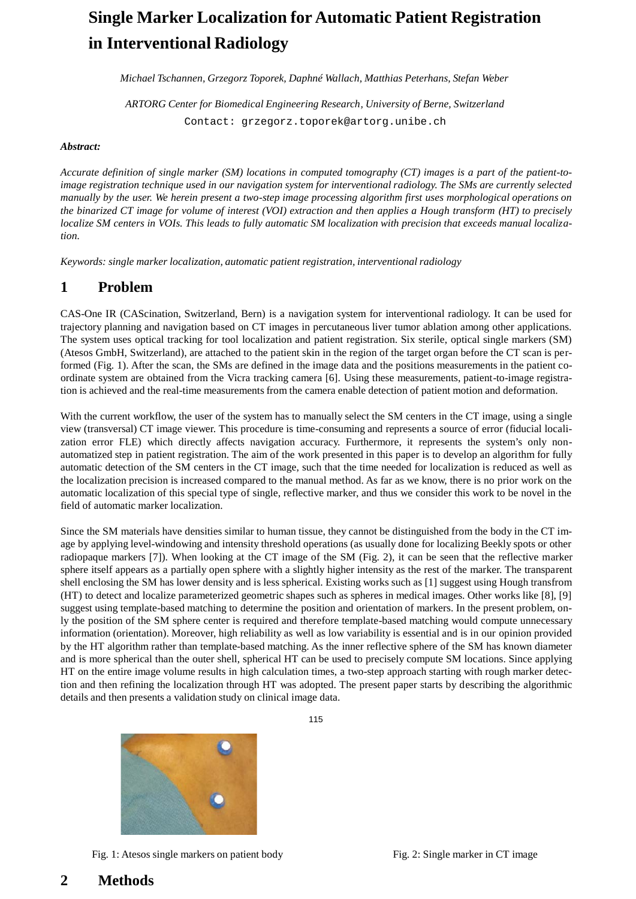# Single Marker Localization for Automatic Patient Registration in Interventional Radiology

*Michael Tschannen, Grzegorz Toporek, Daphné Wallach, Matthias Peterhans, Stefan Weber*

*ARTORG Center for Biomedical Engineering Research, University of Berne, Switzerland*

Contact: grzegorz.toporek@artorg.unibe.ch

***Abstract:***

*Accurate definition of single marker (SM) locations in computed tomography (CT) images is a part of the patient-to-image registration technique used in our navigation system for interventional radiology. The SMs are currently selected manually by the user. We herein present a two-step image processing algorithm first uses morphological operations on the binarized CT image for volume of interest (VOI) extraction and then applies a Hough transform (HT) to precisely localize SM centers in VOIs. This leads to fully automatic SM localization with precision that exceeds manual localization.*

*Keywords: single marker localization, automatic patient registration, interventional radiology*

## 1 Problem

CAS-One IR (CAScination, Switzerland, Bern) is a navigation system for interventional radiology. It can be used for trajectory planning and navigation based on CT images in percutaneous liver tumor ablation among other applications. The system uses optical tracking for tool localization and patient registration. Six sterile, optical single markers (SM) (Atesos GmbH, Switzerland), are attached to the patient skin in the region of the target organ before the CT scan is performed (Fig. 1). After the scan, the SMs are defined in the image data and the positions measurements in the patient coordinate system are obtained from the Vicra tracking camera [6]. Using these measurements, patient-to-image registration is achieved and the real-time measurements from the camera enable detection of patient motion and deformation.

With the current workflow, the user of the system has to manually select the SM centers in the CT image, using a single view (transversal) CT image viewer. This procedure is time-consuming and represents a source of error (fiducial localization error FLE) which directly affects navigation accuracy. Furthermore, it represents the system's only non-automatized step in patient registration. The aim of the work presented in this paper is to develop an algorithm for fully automatic detection of the SM centers in the CT image, such that the time needed for localization is reduced as well as the localization precision is increased compared to the manual method. As far as we know, there is no prior work on the automatic localization of this special type of single, reflective marker, and thus we consider this work to be novel in the field of automatic marker localization.

Since the SM materials have densities similar to human tissue, they cannot be distinguished from the body in the CT image by applying level-windowing and intensity threshold operations (as usually done for localizing Beekly spots or other radiopaque markers [7]). When looking at the CT image of the SM (Fig. 2), it can be seen that the reflective marker sphere itself appears as a partially open sphere with a slightly higher intensity as the rest of the marker. The transparent shell enclosing the SM has lower density and is less spherical. Existing works such as [1] suggest using Hough transfrom (HT) to detect and localize parameterized geometric shapes such as spheres in medical images. Other works like [8], [9] suggest using template-based matching to determine the position and orientation of markers. In the present problem, only the position of the SM sphere center is required and therefore template-based matching would compute unnecessary information (orientation). Moreover, high reliability as well as low variability is essential and is in our opinion provided by the HT algorithm rather than template-based matching. As the inner reflective sphere of the SM has known diameter and is more spherical than the outer shell, spherical HT can be used to precisely compute SM locations. Since applying HT on the entire image volume results in high calculation times, a two-step approach starting with rough marker detection and then refining the localization through HT was adopted. The present paper starts by describing the algorithmic details and then presents a validation study on clinical image data.

Fig. 1: Atesos single markers on patient body

Fig. 2: Single marker in CT image

## 2 Methods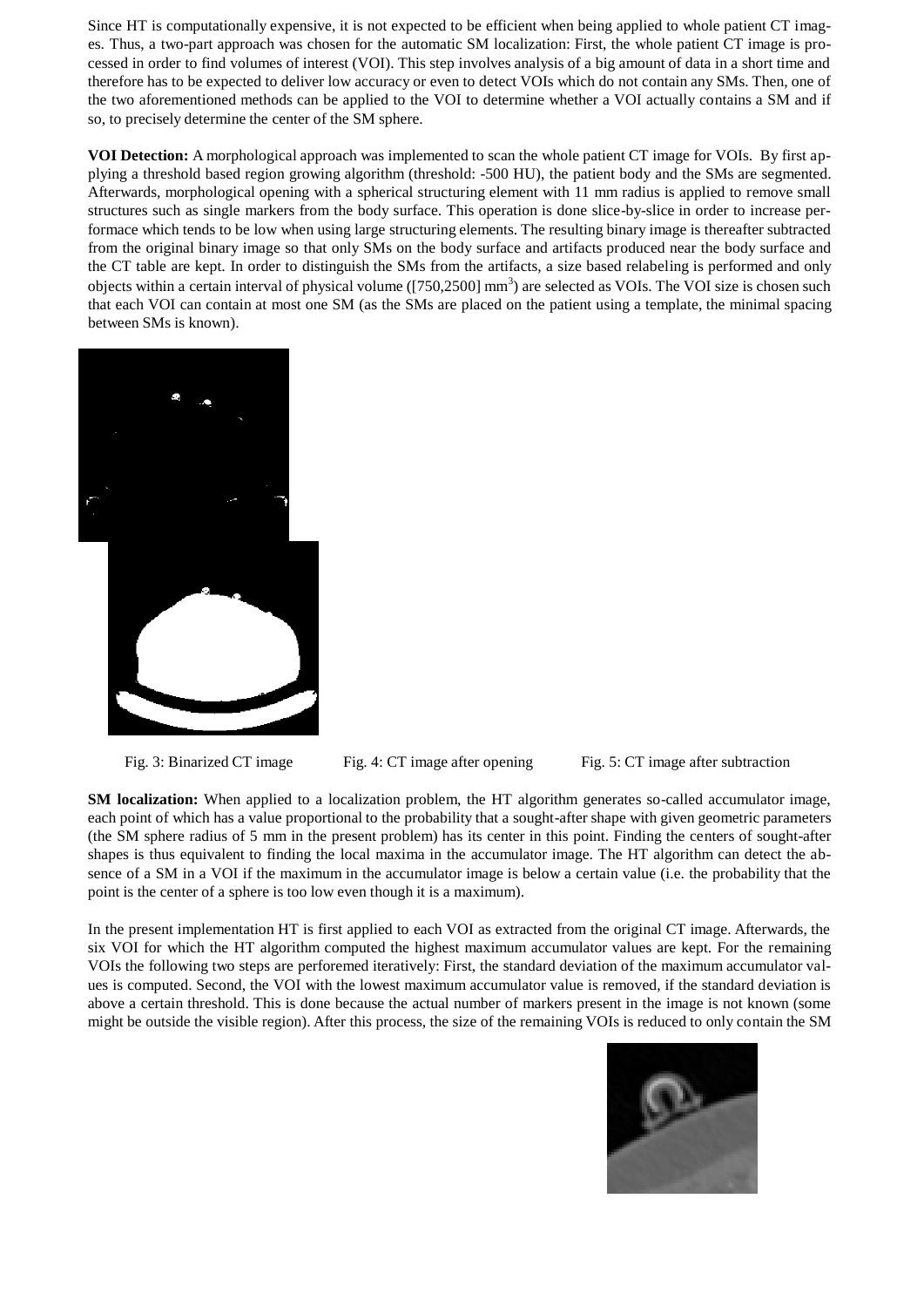Since HT is computationally expensive, it is not expected to be efficient when being applied to whole patient CT images. Thus, a two-part approach was chosen for the automatic SM localization: First, the whole patient CT image is processed in order to find volumes of interest (VOI). This step involves analysis of a big amount of data in a short time and therefore has to be expected to deliver low accuracy or even to detect VOIs which do not contain any SMs. Then, one of the two aforementioned methods can be applied to the VOI to determine whether a VOI actually contains a SM and if so, to precisely determine the center of the SM sphere.

**VOI Detection:** A morphological approach was implemented to scan the whole patient CT image for VOIs. By first applying a threshold based region growing algorithm (threshold: -500 HU), the patient body and the SMs are segmented. Afterwards, morphological opening with a spherical structuring element with 11 mm radius is applied to remove small structures such as single markers from the body surface. This operation is done slice-by-slice in order to increase performace which tends to be low when using large structuring elements. The resulting binary image is thereafter subtracted from the original binary image so that only SMs on the body surface and artifacts produced near the body surface and the CT table are kept. In order to distinguish the SMs from the artifacts, a size based relabeling is performed and only objects within a certain interval of physical volume ([750,2500] mm$^3$) are selected as VOIs. The VOI size is chosen such that each VOI can contain at most one SM (as the SMs are placed on the patient using a template, the minimal spacing between SMs is known).

Fig. 3: Binarized CT image Fig. 4: CT image after opening Fig. 5: CT image after subtraction

**SM localization:** When applied to a localization problem, the HT algorithm generates so-called accumulator image, each point of which has a value proportional to the probability that a sought-after shape with given geometric parameters (the SM sphere radius of 5 mm in the present problem) has its center in this point. Finding the centers of sought-after shapes is thus equivalent to finding the local maxima in the accumulator image. The HT algorithm can detect the absence of a SM in a VOI if the maximum in the accumulator image is below a certain value (i.e. the probability that the point is the center of a sphere is too low even though it is a maximum).

In the present implementation HT is first applied to each VOI as extracted from the original CT image. Afterwards, the six VOI for which the HT algorithm computed the highest maximum accumulator values are kept. For the remaining VOIs the following two steps are perforemed iteratively: First, the standard deviation of the maximum accumulator values is computed. Second, the VOI with the lowest maximum accumulator value is removed, if the standard deviation is above a certain threshold. This is done because the actual number of markers present in the image is not known (some might be outside the visible region). After this process, the size of the remaining VOIs is reduced to only contain the SM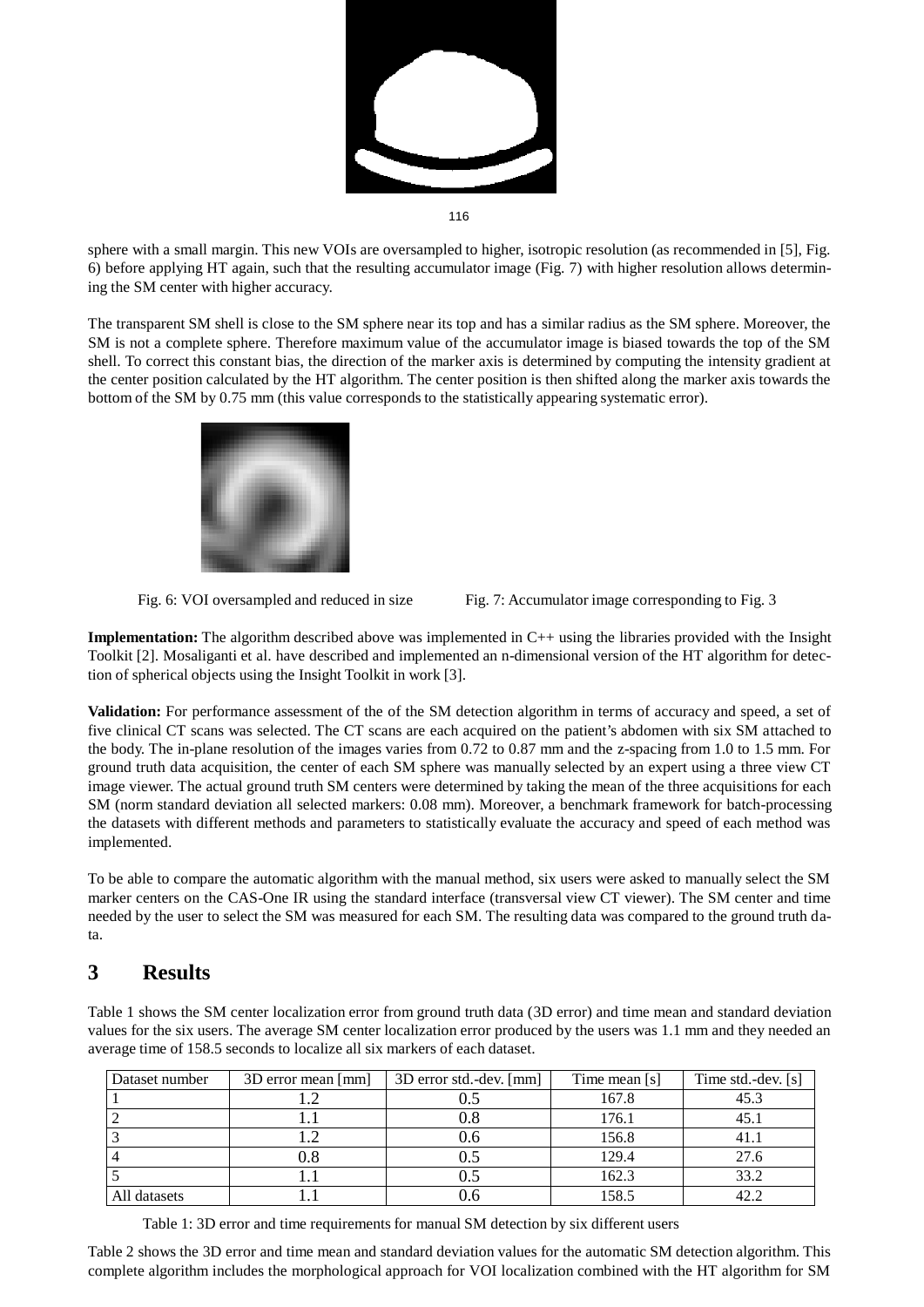sphere with a small margin. This new VOIs are oversampled to higher, isotropic resolution (as recommended in [5], Fig. 6) before applying HT again, such that the resulting accumulator image (Fig. 7) with higher resolution allows determining the SM center with higher accuracy.

The transparent SM shell is close to the SM sphere near its top and has a similar radius as the SM sphere. Moreover, the SM is not a complete sphere. Therefore maximum value of the accumulator image is biased towards the top of the SM shell. To correct this constant bias, the direction of the marker axis is determined by computing the intensity gradient at the center position calculated by the HT algorithm. The center position is then shifted along the marker axis towards the bottom of the SM by 0.75 mm (this value corresponds to the statistically appearing systematic error).

Fig. 6: VOI oversampled and reduced in size

Fig. 7: Accumulator image corresponding to Fig. 3

**Implementation:** The algorithm described above was implemented in C++ using the libraries provided with the Insight Toolkit [2]. Mosaliganti et al. have described and implemented an n-dimensional version of the HT algorithm for detection of spherical objects using the Insight Toolkit in work [3].

**Validation:** For performance assessment of the of the SM detection algorithm in terms of accuracy and speed, a set of five clinical CT scans was selected. The CT scans are each acquired on the patient's abdomen with six SM attached to the body. The in-plane resolution of the images varies from 0.72 to 0.87 mm and the z-spacing from 1.0 to 1.5 mm. For ground truth data acquisition, the center of each SM sphere was manually selected by an expert using a three view CT image viewer. The actual ground truth SM centers were determined by taking the mean of the three acquisitions for each SM (norm standard deviation all selected markers: 0.08 mm). Moreover, a benchmark framework for batch-processing the datasets with different methods and parameters to statistically evaluate the accuracy and speed of each method was implemented.

To be able to compare the automatic algorithm with the manual method, six users were asked to manually select the SM marker centers on the CAS-One IR using the standard interface (transversal view CT viewer). The SM center and time needed by the user to select the SM was measured for each SM. The resulting data was compared to the ground truth data.

# 3 Results

Table 1 shows the SM center localization error from ground truth data (3D error) and time mean and standard deviation values for the six users. The average SM center localization error produced by the users was 1.1 mm and they needed an average time of 158.5 seconds to localize all six markers of each dataset.

| Dataset number | 3D error mean [mm] | 3D error std.-dev. [mm] | Time mean [s] | Time std.-dev. [s] |
|---|---|---|---|---|
| 1 | 1.2 | 0.5 | 167.8 | 45.3 |
| 2 | 1.1 | 0.8 | 176.1 | 45.1 |
| 3 | 1.2 | 0.6 | 156.8 | 41.1 |
| 4 | 0.8 | 0.5 | 129.4 | 27.6 |
| 5 | 1.1 | 0.5 | 162.3 | 33.2 |
| All datasets | 1.1 | 0.6 | 158.5 | 42.2 |

Table 1: 3D error and time requirements for manual SM detection by six different users

Table 2 shows the 3D error and time mean and standard deviation values for the automatic SM detection algorithm. This complete algorithm includes the morphological approach for VOI localization combined with the HT algorithm for SM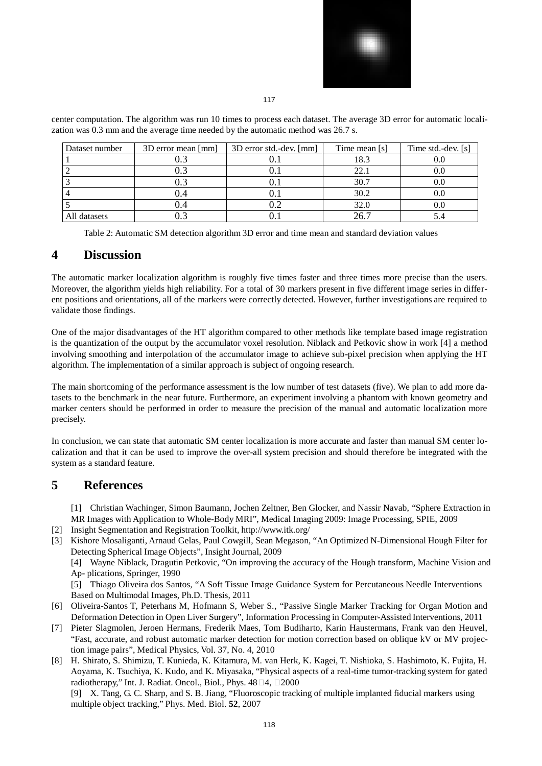center computation. The algorithm was run 10 times to process each dataset. The average 3D error for automatic localization was 0.3 mm and the average time needed by the automatic method was 26.7 s.

| Dataset number | 3D error mean [mm] | 3D error std.-dev. [mm] | Time mean [s] | Time std.-dev. [s] |
|---|---|---|---|---|
| 1 | 0.3 | 0.1 | 18.3 | 0.0 |
| 2 | 0.3 | 0.1 | 22.1 | 0.0 |
| 3 | 0.3 | 0.1 | 30.7 | 0.0 |
| 4 | 0.4 | 0.1 | 30.2 | 0.0 |
| 5 | 0.4 | 0.2 | 32.0 | 0.0 |
| All datasets | 0.3 | 0.1 | 26.7 | 5.4 |

Table 2: Automatic SM detection algorithm 3D error and time mean and standard deviation values

# 4 Discussion

The automatic marker localization algorithm is roughly five times faster and three times more precise than the users. Moreover, the algorithm yields high reliability. For a total of 30 markers present in five different image series in different positions and orientations, all of the markers were correctly detected. However, further investigations are required to validate those findings.

One of the major disadvantages of the HT algorithm compared to other methods like template based image registration is the quantization of the output by the accumulator voxel resolution. Niblack and Petkovic show in work [4] a method involving smoothing and interpolation of the accumulator image to achieve sub-pixel precision when applying the HT algorithm. The implementation of a similar approach is subject of ongoing research.

The main shortcoming of the performance assessment is the low number of test datasets (five). We plan to add more datasets to the benchmark in the near future. Furthermore, an experiment involving a phantom with known geometry and marker centers should be performed in order to measure the precision of the manual and automatic localization more precisely.

In conclusion, we can state that automatic SM center localization is more accurate and faster than manual SM center localization and that it can be used to improve the over-all system precision and should therefore be integrated with the system as a standard feature.

# 5 References

[1] Christian Wachinger, Simon Baumann, Jochen Zeltner, Ben Glocker, and Nassir Navab, "Sphere Extraction in MR Images with Application to Whole-Body MRI", Medical Imaging 2009: Image Processing, SPIE, 2009

[2] Insight Segmentation and Registration Toolkit, http://www.itk.org/

[3] Kishore Mosaliganti, Arnaud Gelas, Paul Cowgill, Sean Megason, "An Optimized N-Dimensional Hough Filter for Detecting Spherical Image Objects", Insight Journal, 2009

[4] Wayne Niblack, Dragutin Petkovic, "On improving the accuracy of the Hough transform, Machine Vision and Ap- plications, Springer, 1990

[5] Thiago Oliveira dos Santos, "A Soft Tissue Image Guidance System for Percutaneous Needle Interventions Based on Multimodal Images, Ph.D. Thesis, 2011

[6] Oliveira-Santos T, Peterhans M, Hofmann S, Weber S., "Passive Single Marker Tracking for Organ Motion and Deformation Detection in Open Liver Surgery", Information Processing in Computer-Assisted Interventions, 2011

[7] Pieter Slagmolen, Jeroen Hermans, Frederik Maes, Tom Budiharto, Karin Haustermans, Frank van den Heuvel, "Fast, accurate, and robust automatic marker detection for motion correction based on oblique kV or MV projection image pairs", Medical Physics, Vol. 37, No. 4, 2010

[8] H. Shirato, S. Shimizu, T. Kunieda, K. Kitamura, M. van Herk, K. Kagei, T. Nishioka, S. Hashimoto, K. Fujita, H. Aoyama, K. Tsuchiya, K. Kudo, and K. Miyasaka, "Physical aspects of a real-time tumor-tracking system for gated radiotherapy," Int. J. Radiat. Oncol., Biol., Phys. 48(4, (2000

[9] X. Tang, G. C. Sharp, and S. B. Jiang, "Fluoroscopic tracking of multiple implanted fiducial markers using multiple object tracking," Phys. Med. Biol. **52**, 2007